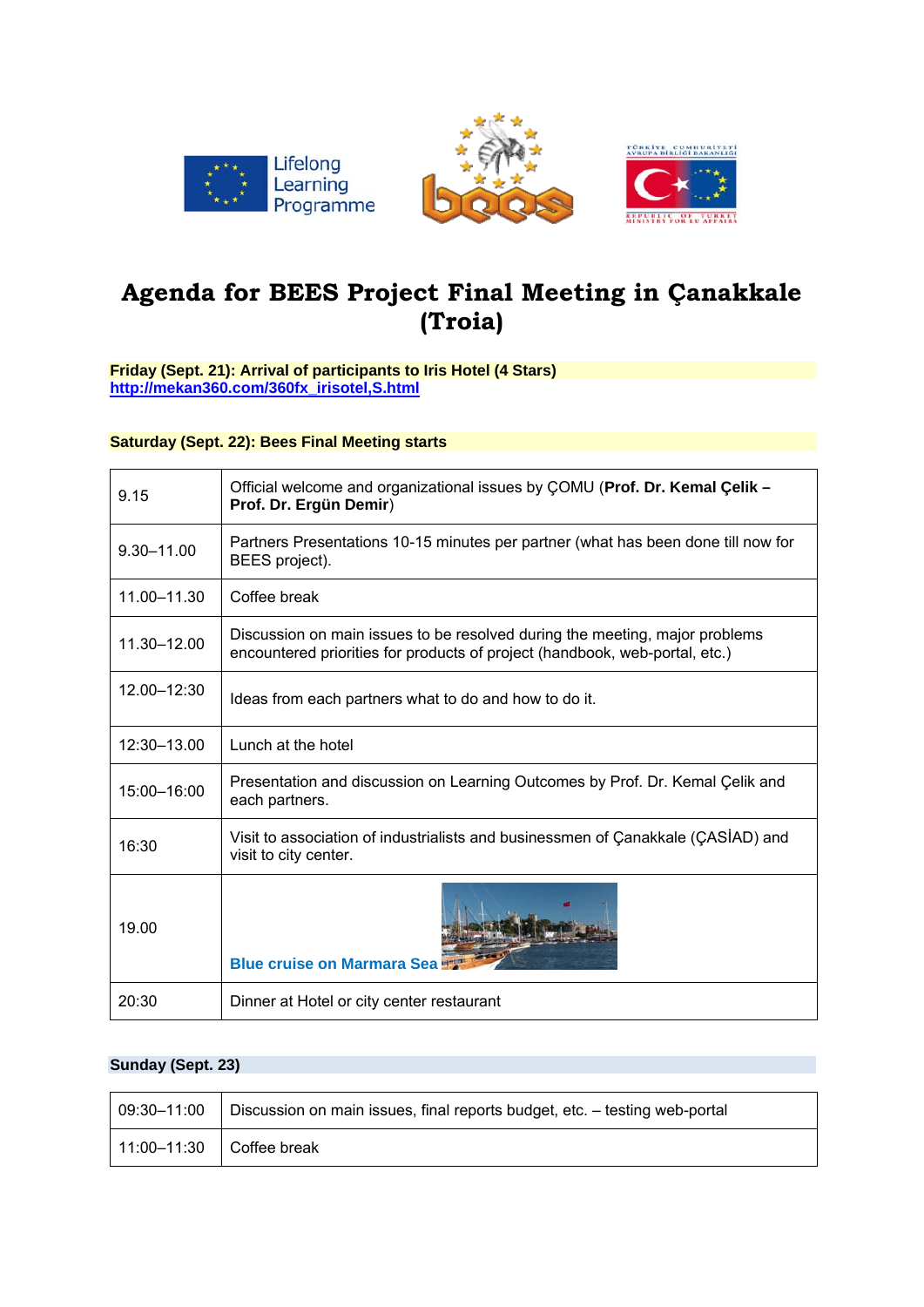# Agenda for BEES Project Final Meeting in Çanakkale (Troia)

**Friday (Sept. 21): Arrival of participants to Iris Hotel (4 Stars)**
**http://mekan360.com/360fx_irisotel,S.html**

**Saturday (Sept. 22): Bees Final Meeting starts**

| | |
|---|---|
| 9.15 | Official welcome and organizational issues by ÇOMU (**Prof. Dr. Kemal Çelik – Prof. Dr. Ergün Demir**) |
| 9.30–11.00 | Partners Presentations 10-15 minutes per partner (what has been done till now for BEES project). |
| 11.00–11.30 | Coffee break |
| 11.30–12.00 | Discussion on main issues to be resolved during the meeting, major problems encountered priorities for products of project (handbook, web-portal, etc.) |
| 12.00–12:30 | Ideas from each partners what to do and how to do it. |
| 12:30–13.00 | Lunch at the hotel |
| 15:00–16:00 | Presentation and discussion on Learning Outcomes by Prof. Dr. Kemal Çelik and each partners. |
| 16:30 | Visit to association of industrialists and businessmen of Çanakkale (ÇASİAD) and visit to city center. |
| 19.00 | **Blue cruise on Marmara Sea** |
| 20:30 | Dinner at Hotel or city center restaurant |

**Sunday (Sept. 23)**

| | |
|---|---|
| 09:30–11:00 | Discussion on main issues, final reports budget, etc. – testing web-portal |
| 11:00–11:30 | Coffee break |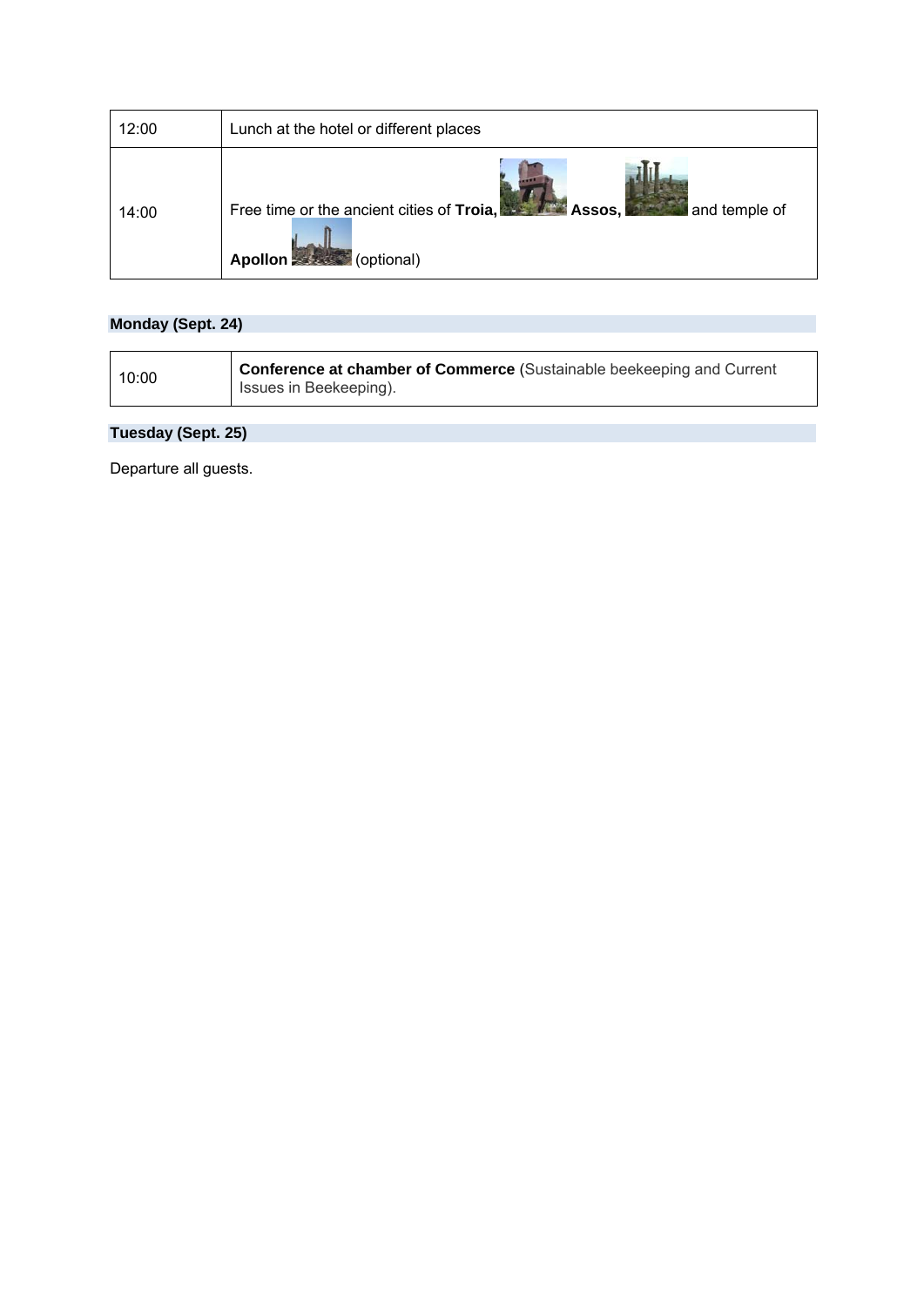| | |
|---|---|
| 12:00 | Lunch at the hotel or different places |
| 14:00 | Free time or the ancient cities of **Troia,** **Assos,** and temple of **Apollon** (optional) |

**Monday (Sept. 24)**

| | |
|---|---|
| 10:00 | **Conference at chamber of Commerce** (Sustainable beekeeping and Current Issues in Beekeeping). |

**Tuesday (Sept. 25)**

Departure all guests.